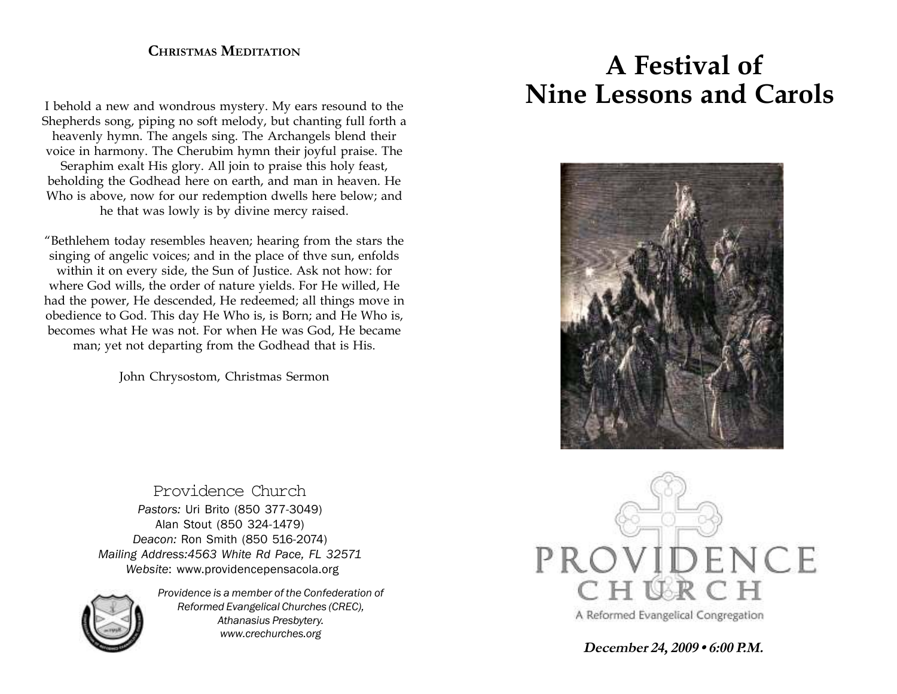## Christmas Meditation

I behold a new and wondrous mystery. My ears resound to the Shepherds song, piping no soft melody, but chanting full forth a heavenly hymn. The angels sing. The Archangels blend their voice in harmony. The Cherubim hymn their joyful praise. The Seraphim exalt His glory. All join to praise this holy feast, beholding the Godhead here on earth, and man in heaven. He Who is above, now for our redemption dwells here below; and he that was lowly is by divine mercy raised.

"Bethlehem today resembles heaven; hearing from the stars the singing of angelic voices; and in the place of thve sun, enfolds within it on every side, the Sun of Justice. Ask not how: for where God wills, the order of nature yields. For He willed, He had the power, He descended, He redeemed; all things move in obedience to God. This day He Who is, is Born; and He Who is, becomes what He was not. For when He was God, He became man; yet not departing from the Godhead that is His.

John Chrysostom, Christmas Sermon

Providence Church

*Pastors:* Uri Brito (850 377-3049)
Alan Stout (850 324-1479)
*Deacon:* Ron Smith (850 516-2074)
*Mailing Address:4563 White Rd Pace, FL 32571*
*Website*: www.providencepensacola.org

*Providence is a member of the Confederation of Reformed Evangelical Churches (CREC), Athanasius Presbytery.*
*www.crechurches.org*

# A Festival of Nine Lessons and Carols

PROVIDENCE CHURCH

A Reformed Evangelical Congregation

***December 24, 2009 • 6:00 P.M.***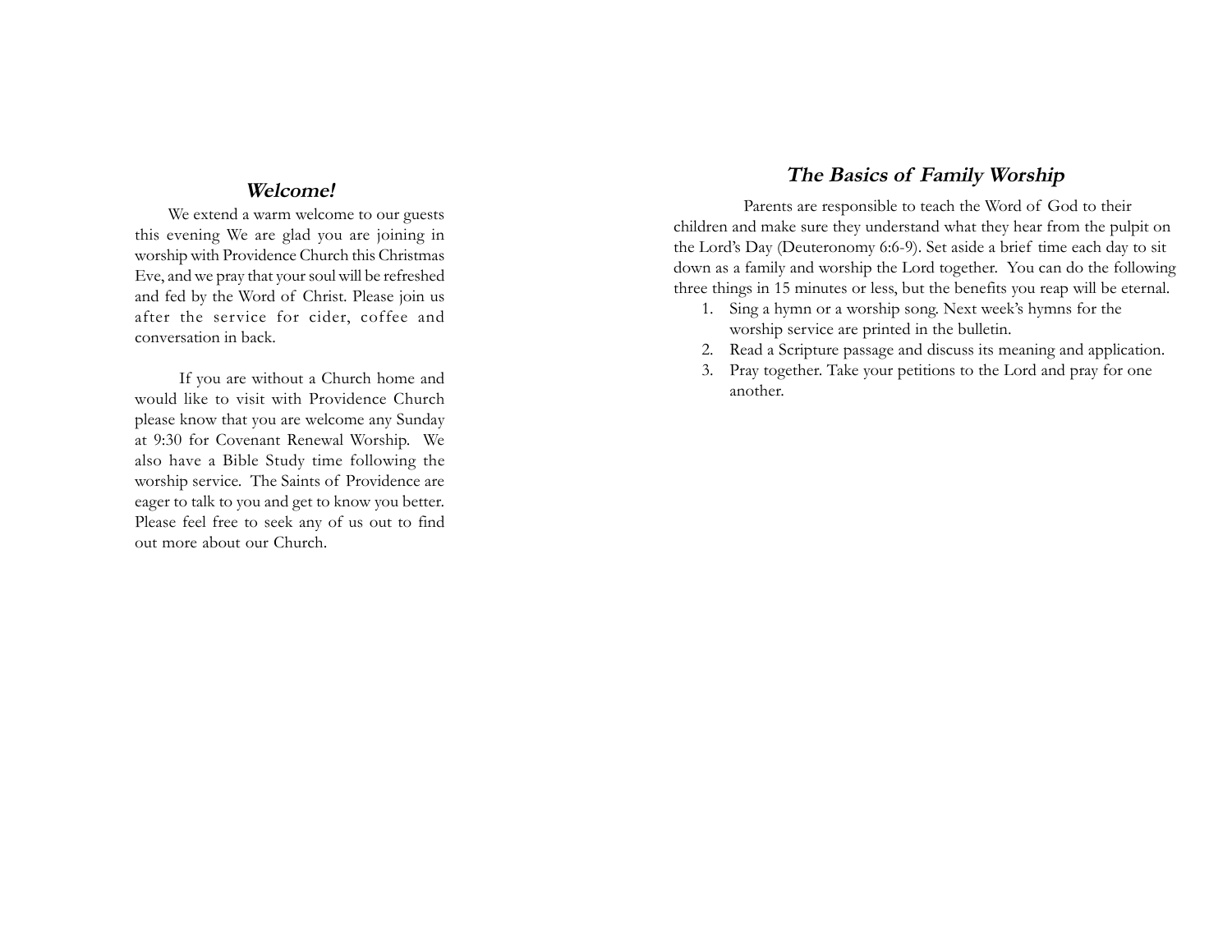## *Welcome!*

We extend a warm welcome to our guests this evening We are glad you are joining in worship with Providence Church this Christmas Eve, and we pray that your soul will be refreshed and fed by the Word of Christ. Please join us after the service for cider, coffee and conversation in back.

If you are without a Church home and would like to visit with Providence Church please know that you are welcome any Sunday at 9:30 for Covenant Renewal Worship. We also have a Bible Study time following the worship service. The Saints of Providence are eager to talk to you and get to know you better. Please feel free to seek any of us out to find out more about our Church.

## *The Basics of Family Worship*

Parents are responsible to teach the Word of God to their children and make sure they understand what they hear from the pulpit on the Lord's Day (Deuteronomy 6:6-9). Set aside a brief time each day to sit down as a family and worship the Lord together. You can do the following three things in 15 minutes or less, but the benefits you reap will be eternal.

1. Sing a hymn or a worship song. Next week's hymns for the worship service are printed in the bulletin.
2. Read a Scripture passage and discuss its meaning and application.
3. Pray together. Take your petitions to the Lord and pray for one another.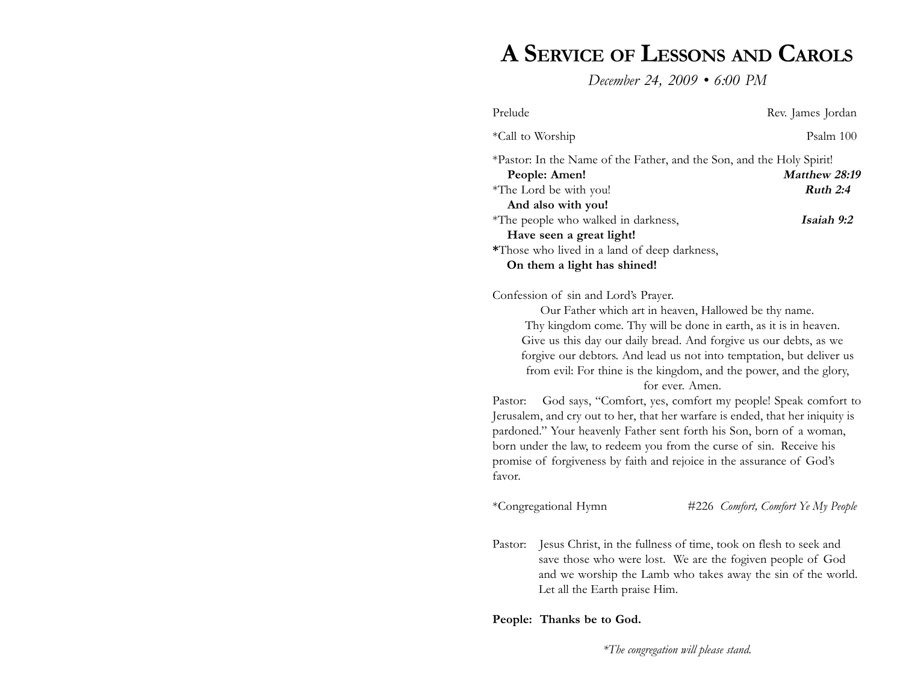# A Service of Lessons and Carols

*December 24, 2009 • 6:00 PM*

Prelude Rev. James Jordan

*Call to Worship Psalm 100

*Pastor: In the Name of the Father, and the Son, and the Holy Spirit!
**People: Amen!** ***Matthew 28:19***
*The Lord be with you! ***Ruth 2:4***
**And also with you!**
*The people who walked in darkness, ***Isaiah 9:2***
**Have seen a great light!**
**\***Those who lived in a land of deep darkness,
**On them a light has shined!**

Confession of sin and Lord's Prayer.

Our Father which art in heaven, Hallowed be thy name. Thy kingdom come. Thy will be done in earth, as it is in heaven. Give us this day our daily bread. And forgive us our debts, as we forgive our debtors. And lead us not into temptation, but deliver us from evil: For thine is the kingdom, and the power, and the glory, for ever. Amen.

Pastor: God says, "Comfort, yes, comfort my people! Speak comfort to Jerusalem, and cry out to her, that her warfare is ended, that her iniquity is pardoned." Your heavenly Father sent forth his Son, born of a woman, born under the law, to redeem you from the curse of sin. Receive his promise of forgiveness by faith and rejoice in the assurance of God's favor.

*Congregational Hymn #226 *Comfort, Comfort Ye My People*

Pastor: Jesus Christ, in the fullness of time, took on flesh to seek and save those who were lost. We are the fogiven people of God and we worship the Lamb who takes away the sin of the world. Let all the Earth praise Him.

**People: Thanks be to God.**

*\*The congregation will please stand.*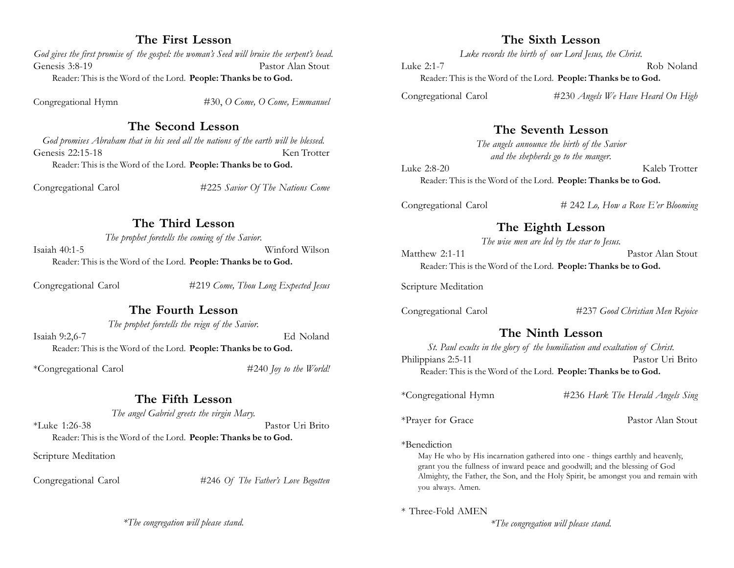## The First Lesson

*God gives the first promise of the gospel: the woman's Seed will bruise the serpent's head.*

Genesis 3:8-19 Pastor Alan Stout

Reader: This is the Word of the Lord. **People: Thanks be to God.**

Congregational Hymn #30, *O Come, O Come, Emmanuel*

## The Second Lesson

*God promises Abraham that in his seed all the nations of the earth will be blessed.*

Genesis 22:15-18 Ken Trotter

Reader: This is the Word of the Lord. **People: Thanks be to God.**

Congregational Carol #225 *Savior Of The Nations Come*

## The Third Lesson

*The prophet foretells the coming of the Savior.*

Isaiah 40:1-5 Winford Wilson

Reader: This is the Word of the Lord. **People: Thanks be to God.**

Congregational Carol #219 *Come, Thou Long Expected Jesus*

## The Fourth Lesson

*The prophet foretells the reign of the Savior.*

Isaiah 9:2,6-7 Ed Noland

Reader: This is the Word of the Lord. **People: Thanks be to God.**

*Congregational Carol #240 *Joy to the World!*

## The Fifth Lesson

*The angel Gabriel greets the virgin Mary.*

*Luke 1:26-38 Pastor Uri Brito

Reader: This is the Word of the Lord. **People: Thanks be to God.**

Scripture Meditation

Congregational Carol #246 *Of The Father's Love Begotten*

**The congregation will please stand.*

## The Sixth Lesson

*Luke records the birth of our Lord Jesus, the Christ.*

Luke 2:1-7 Rob Noland

Reader: This is the Word of the Lord. **People: Thanks be to God.**

Congregational Carol #230 *Angels We Have Heard On High*

## The Seventh Lesson

*The angels announce the birth of the Savior and the shepherds go to the manger.*

Luke 2:8-20 Kaleb Trotter

Reader: This is the Word of the Lord. **People: Thanks be to God.**

Congregational Carol # 242 *Lo, How a Rose E'er Blooming*

## The Eighth Lesson

*The wise men are led by the star to Jesus.*

Matthew 2:1-11 Pastor Alan Stout

Reader: This is the Word of the Lord. **People: Thanks be to God.**

Scripture Meditation

Congregational Carol #237 *Good Christian Men Rejoice*

## The Ninth Lesson

*St. Paul exults in the glory of the humiliation and exaltation of Christ.*

Philippians 2:5-11 Pastor Uri Brito

Reader: This is the Word of the Lord. **People: Thanks be to God.**

*Congregational Hymn #236 *Hark The Herald Angels Sing*

*Prayer for Grace Pastor Alan Stout

*Benediction

May He who by His incarnation gathered into one - things earthly and heavenly, grant you the fullness of inward peace and goodwill; and the blessing of God Almighty, the Father, the Son, and the Holy Spirit, be amongst you and remain with you always. Amen.

\* Three-Fold AMEN

**The congregation will please stand.*